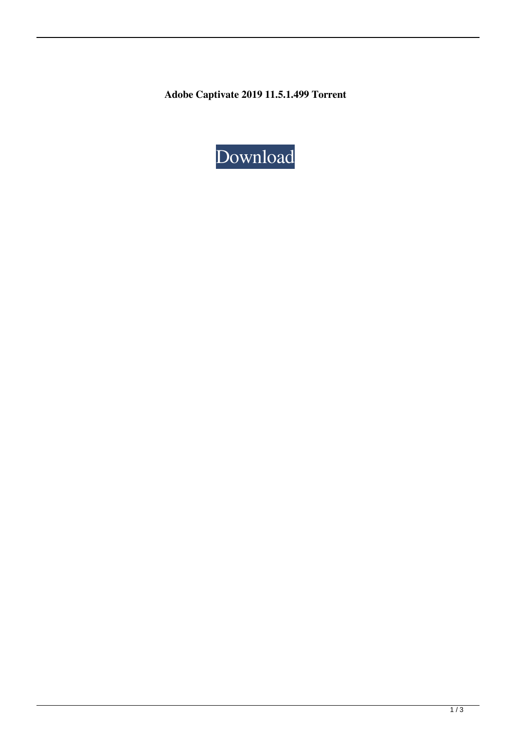**Adobe Captivate 2019 11.5.1.499 Torrent**

Download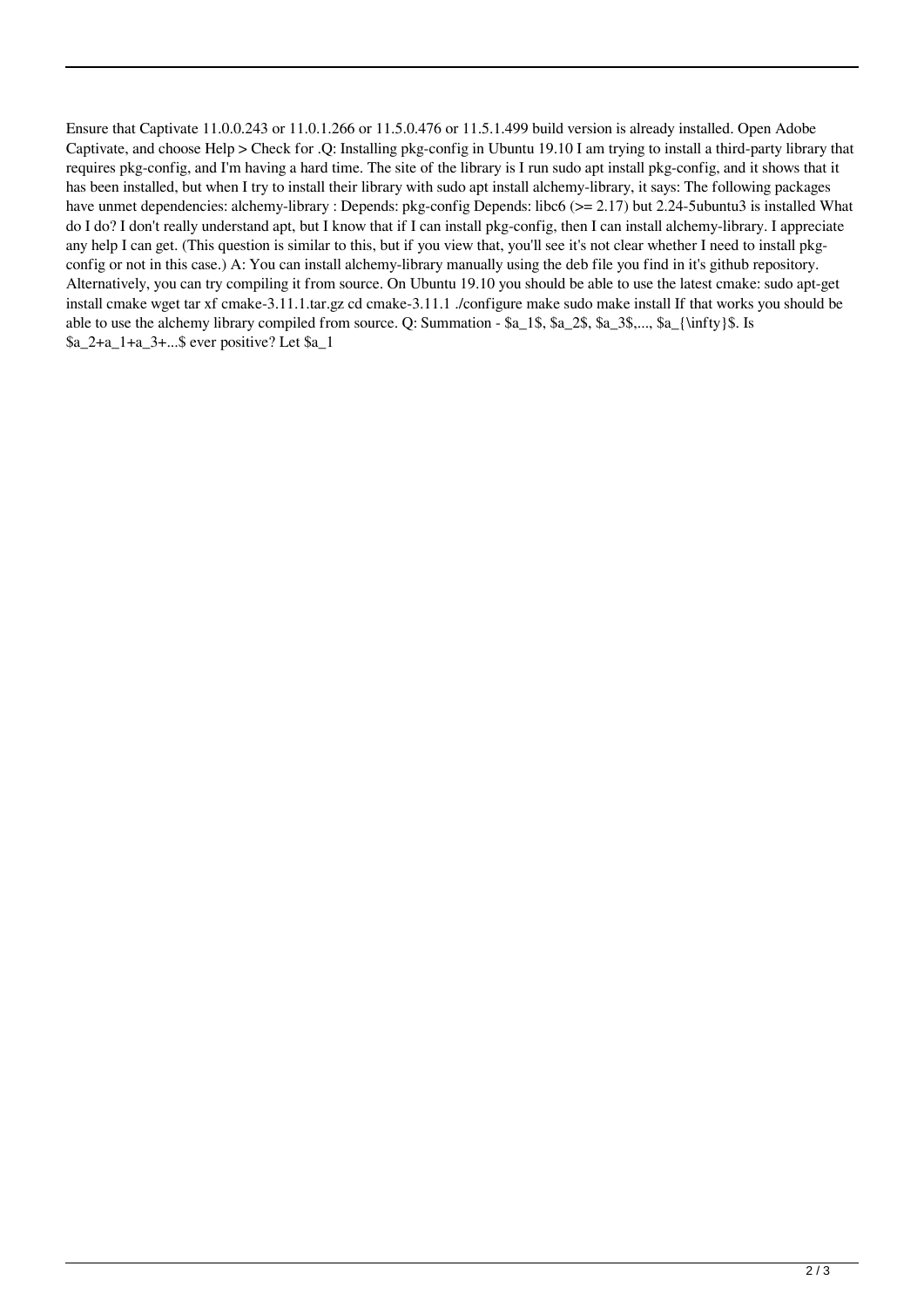Ensure that Captivate 11.0.0.243 or 11.0.1.266 or 11.5.0.476 or 11.5.1.499 build version is already installed. Open Adobe Captivate, and choose Help > Check for .Q: Installing pkg-config in Ubuntu 19.10 I am trying to install a third-party library that requires pkg-config, and I'm having a hard time. The site of the library is I run sudo apt install pkg-config, and it shows that it has been installed, but when I try to install their library with sudo apt install alchemy-library, it says: The following packages have unmet dependencies: alchemy-library : Depends: pkg-config Depends: libc6 (>= 2.17) but 2.24-5ubuntu3 is installed What do I do? I don't really understand apt, but I know that if I can install pkg-config, then I can install alchemy-library. I appreciate any help I can get. (This question is similar to this, but if you view that, you'll see it's not clear whether I need to install pkg-config or not in this case.) A: You can install alchemy-library manually using the deb file you find in it's github repository. Alternatively, you can try compiling it from source. On Ubuntu 19.10 you should be able to use the latest cmake: sudo apt-get install cmake wget tar xf cmake-3.11.1.tar.gz cd cmake-3.11.1 ./configure make sudo make install If that works you should be able to use the alchemy library compiled from source. Q: Summation - $a_1$, $a_2$, $a_3$,..., $a_{\infty}$. Is $a_2+a_1+a_3+...$ ever positive? Let $a_1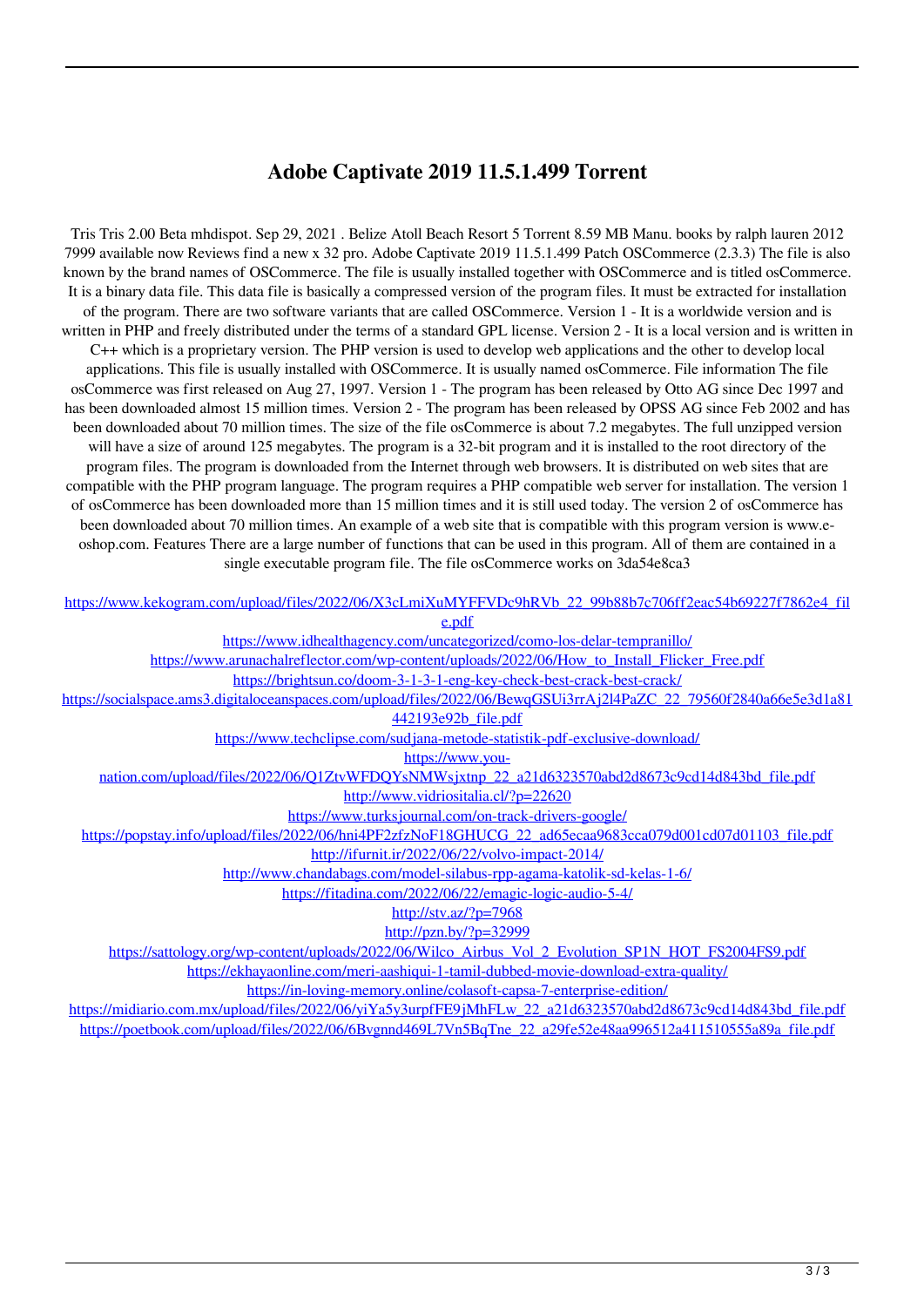# Adobe Captivate 2019 11.5.1.499 Torrent

Tris Tris 2.00 Beta mhdispot. Sep 29, 2021 . Belize Atoll Beach Resort 5 Torrent 8.59 MB Manu. books by ralph lauren 2012 7999 available now Reviews find a new x 32 pro. Adobe Captivate 2019 11.5.1.499 Patch OSCommerce (2.3.3) The file is also known by the brand names of OSCommerce. The file is usually installed together with OSCommerce and is titled osCommerce. It is a binary data file. This data file is basically a compressed version of the program files. It must be extracted for installation of the program. There are two software variants that are called OSCommerce. Version 1 - It is a worldwide version and is written in PHP and freely distributed under the terms of a standard GPL license. Version 2 - It is a local version and is written in C++ which is a proprietary version. The PHP version is used to develop web applications and the other to develop local applications. This file is usually installed with OSCommerce. It is usually named osCommerce. File information The file osCommerce was first released on Aug 27, 1997. Version 1 - The program has been released by Otto AG since Dec 1997 and has been downloaded almost 15 million times. Version 2 - The program has been released by OPSS AG since Feb 2002 and has been downloaded about 70 million times. The size of the file osCommerce is about 7.2 megabytes. The full unzipped version will have a size of around 125 megabytes. The program is a 32-bit program and it is installed to the root directory of the program files. The program is downloaded from the Internet through web browsers. It is distributed on web sites that are compatible with the PHP program language. The program requires a PHP compatible web server for installation. The version 1 of osCommerce has been downloaded more than 15 million times and it is still used today. The version 2 of osCommerce has been downloaded about 70 million times. An example of a web site that is compatible with this program version is www.e-oshop.com. Features There are a large number of functions that can be used in this program. All of them are contained in a single executable program file. The file osCommerce works on 3da54e8ca3

https://www.kekogram.com/upload/files/2022/06/X3cLmiXuMYFFVDc9hRVb_22_99b88b7c706ff2eac54b69227f7862e4_file.pdf
https://www.idhealthagency.com/uncategorized/como-los-delar-tempranillo/
https://www.arunachalreflector.com/wp-content/uploads/2022/06/How_to_Install_Flicker_Free.pdf
https://brightsun.co/doom-3-1-3-1-eng-key-check-best-crack-best-crack/
https://socialspace.ams3.digitaloceanspaces.com/upload/files/2022/06/BewqGSUi3rrAj2l4PaZC_22_79560f2840a66e5e3d1a81442193e92b_file.pdf
https://www.techclipse.com/sudjana-metode-statistik-pdf-exclusive-download/
https://www.you-nation.com/upload/files/2022/06/Q1ZtvWFDQYsNMWsjxtnp_22_a21d6323570abd2d8673c9cd14d843bd_file.pdf
http://www.vidriositalia.cl/?p=22620
https://www.turksjournal.com/on-track-drivers-google/
https://popstay.info/upload/files/2022/06/hni4PF2zfzNoF18GHUCG_22_ad65ecaa9683cca079d001cd07d01103_file.pdf
http://ifurnit.ir/2022/06/22/volvo-impact-2014/
http://www.chandabags.com/model-silabus-rpp-agama-katolik-sd-kelas-1-6/
https://fitadina.com/2022/06/22/emagic-logic-audio-5-4/
http://stv.az/?p=7968
http://pzn.by/?p=32999
https://sattology.org/wp-content/uploads/2022/06/Wilco_Airbus_Vol_2_Evolution_SP1N_HOT_FS2004FS9.pdf
https://ekhayaonline.com/meri-aashiqui-1-tamil-dubbed-movie-download-extra-quality/
https://in-loving-memory.online/colasoft-capsa-7-enterprise-edition/
https://midiario.com.mx/upload/files/2022/06/yiYa5y3urpfFE9jMhFLw_22_a21d6323570abd2d8673c9cd14d843bd_file.pdf
https://poetbook.com/upload/files/2022/06/6Bvgnnd469L7Vn5BqTne_22_a29fe52e48aa996512a411510555a89a_file.pdf